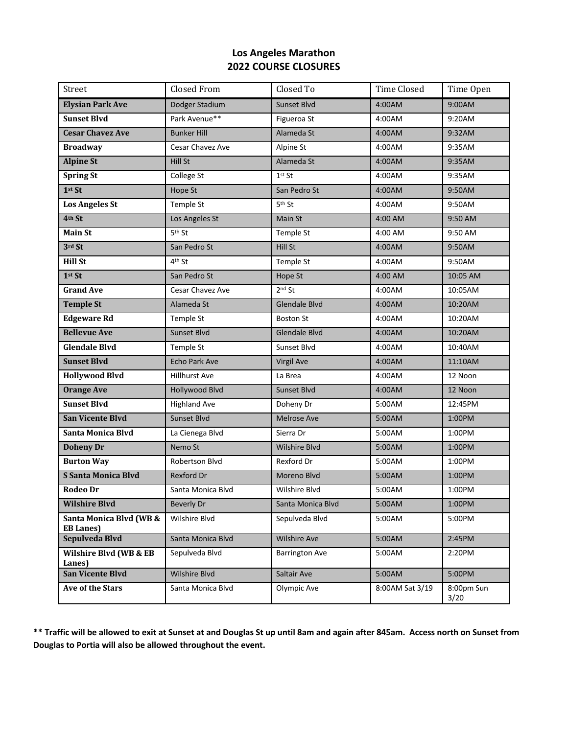# Los Angeles Marathon
## 2022 COURSE CLOSURES

| Street | Closed From | Closed To | Time Closed | Time Open |
|---|---|---|---|---|
| **Elysian Park Ave** | Dodger Stadium | Sunset Blvd | 4:00AM | 9:00AM |
| **Sunset Blvd** | Park Avenue** | Figueroa St | 4:00AM | 9:20AM |
| **Cesar Chavez Ave** | Bunker Hill | Alameda St | 4:00AM | 9:32AM |
| **Broadway** | Cesar Chavez Ave | Alpine St | 4:00AM | 9:35AM |
| **Alpine St** | Hill St | Alameda St | 4:00AM | 9:35AM |
| **Spring St** | College St | 1st St | 4:00AM | 9:35AM |
| **1st St** | Hope St | San Pedro St | 4:00AM | 9:50AM |
| **Los Angeles St** | Temple St | 5th St | 4:00AM | 9:50AM |
| **4th St** | Los Angeles St | Main St | 4:00 AM | 9:50 AM |
| **Main St** | 5th St | Temple St | 4:00 AM | 9:50 AM |
| **3rd St** | San Pedro St | Hill St | 4:00AM | 9:50AM |
| **Hill St** | 4th St | Temple St | 4:00AM | 9:50AM |
| **1st St** | San Pedro St | Hope St | 4:00 AM | 10:05 AM |
| **Grand Ave** | Cesar Chavez Ave | 2nd St | 4:00AM | 10:05AM |
| **Temple St** | Alameda St | Glendale Blvd | 4:00AM | 10:20AM |
| **Edgeware Rd** | Temple St | Boston St | 4:00AM | 10:20AM |
| **Bellevue Ave** | Sunset Blvd | Glendale Blvd | 4:00AM | 10:20AM |
| **Glendale Blvd** | Temple St | Sunset Blvd | 4:00AM | 10:40AM |
| **Sunset Blvd** | Echo Park Ave | Virgil Ave | 4:00AM | 11:10AM |
| **Hollywood Blvd** | Hillhurst Ave | La Brea | 4:00AM | 12 Noon |
| **Orange Ave** | Hollywood Blvd | Sunset Blvd | 4:00AM | 12 Noon |
| **Sunset Blvd** | Highland Ave | Doheny Dr | 5:00AM | 12:45PM |
| **San Vicente Blvd** | Sunset Blvd | Melrose Ave | 5:00AM | 1:00PM |
| **Santa Monica Blvd** | La Cienega Blvd | Sierra Dr | 5:00AM | 1:00PM |
| **Doheny Dr** | Nemo St | Wilshire Blvd | 5:00AM | 1:00PM |
| **Burton Way** | Robertson Blvd | Rexford Dr | 5:00AM | 1:00PM |
| **S Santa Monica Blvd** | Rexford Dr | Moreno Blvd | 5:00AM | 1:00PM |
| **Rodeo Dr** | Santa Monica Blvd | Wilshire Blvd | 5:00AM | 1:00PM |
| **Wilshire Blvd** | Beverly Dr | Santa Monica Blvd | 5:00AM | 1:00PM |
| **Santa Monica Blvd (WB & EB Lanes)** | Wilshire Blvd | Sepulveda Blvd | 5:00AM | 5:00PM |
| **Sepulveda Blvd** | Santa Monica Blvd | Wilshire Ave | 5:00AM | 2:45PM |
| **Wilshire Blvd (WB & EB Lanes)** | Sepulveda Blvd | Barrington Ave | 5:00AM | 2:20PM |
| **San Vicente Blvd** | Wilshire Blvd | Saltair Ave | 5:00AM | 5:00PM |
| **Ave of the Stars** | Santa Monica Blvd | Olympic Ave | 8:00AM Sat 3/19 | 8:00pm Sun 3/20 |

**** Traffic will be allowed to exit at Sunset at and Douglas St up until 8am and again after 845am. Access north on Sunset from Douglas to Portia will also be allowed throughout the event.**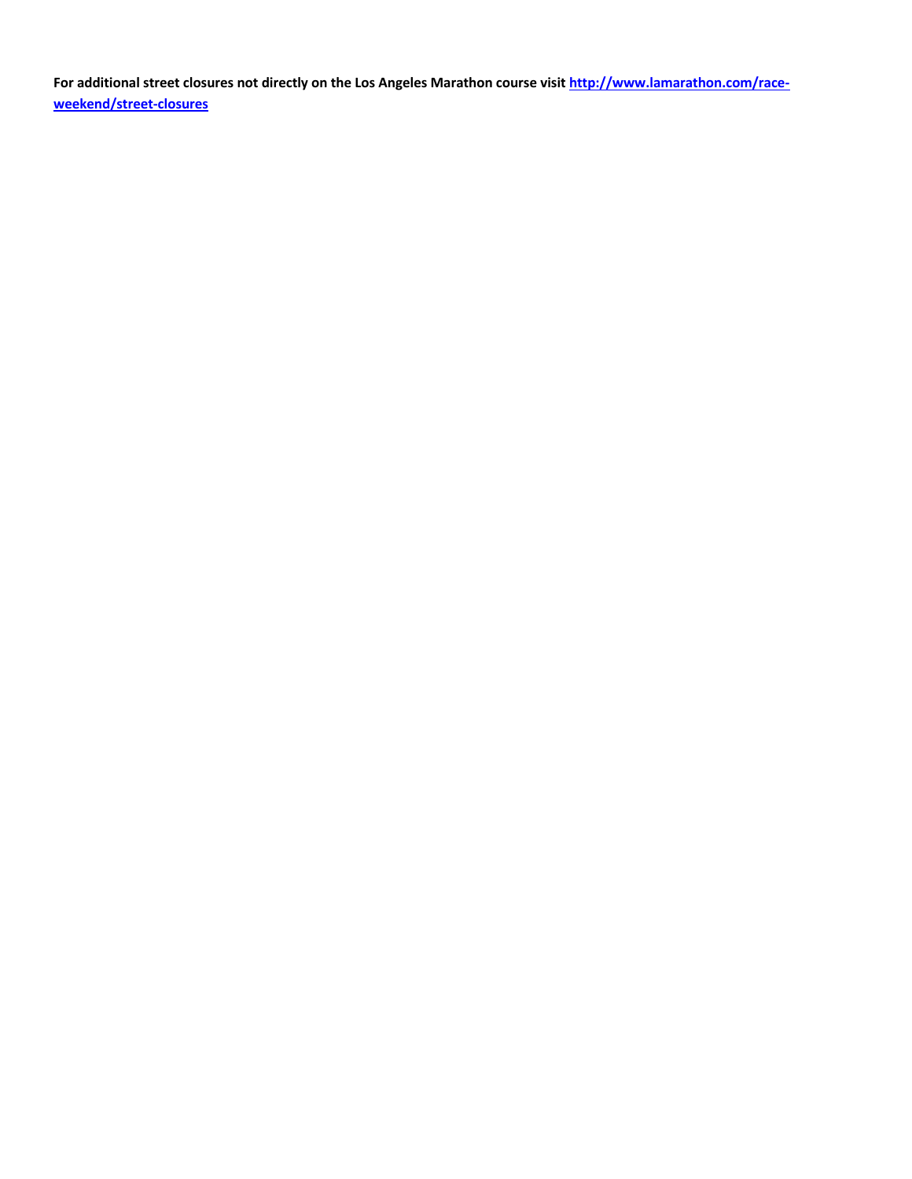**For additional street closures not directly on the Los Angeles Marathon course visit [http://www.lamarathon.com/race-weekend/street-closures](http://www.lamarathon.com/race-weekend/street-closures)**